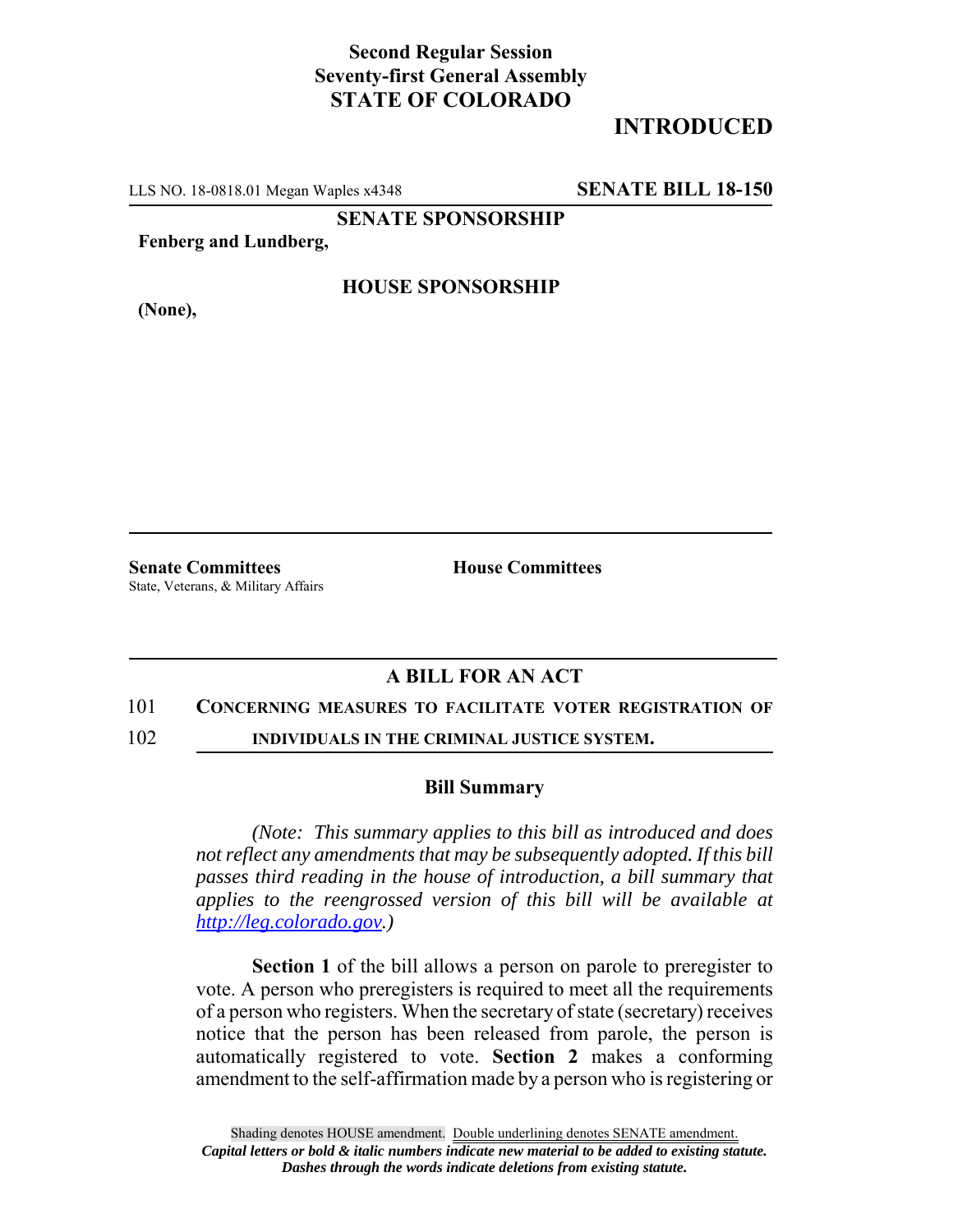**Second Regular Session**
**Seventy-first General Assembly**
**STATE OF COLORADO**

# INTRODUCED

LLS NO. 18-0818.01 Megan Waples x4348 **SENATE BILL 18-150**

**SENATE SPONSORSHIP**

**Fenberg and Lundberg,**

**HOUSE SPONSORSHIP**

**(None),**

**Senate Committees**
State, Veterans, & Military Affairs

**House Committees**

## A BILL FOR AN ACT

101 **CONCERNING MEASURES TO FACILITATE VOTER REGISTRATION OF**
102 **INDIVIDUALS IN THE CRIMINAL JUSTICE SYSTEM.**

### Bill Summary

*(Note: This summary applies to this bill as introduced and does not reflect any amendments that may be subsequently adopted. If this bill passes third reading in the house of introduction, a bill summary that applies to the reengrossed version of this bill will be available at http://leg.colorado.gov.)*

**Section 1** of the bill allows a person on parole to preregister to vote. A person who preregisters is required to meet all the requirements of a person who registers. When the secretary of state (secretary) receives notice that the person has been released from parole, the person is automatically registered to vote. **Section 2** makes a conforming amendment to the self-affirmation made by a person who is registering or

Shading denotes HOUSE amendment. Double underlining denotes SENATE amendment.
*Capital letters or bold & italic numbers indicate new material to be added to existing statute.*
*Dashes through the words indicate deletions from existing statute.*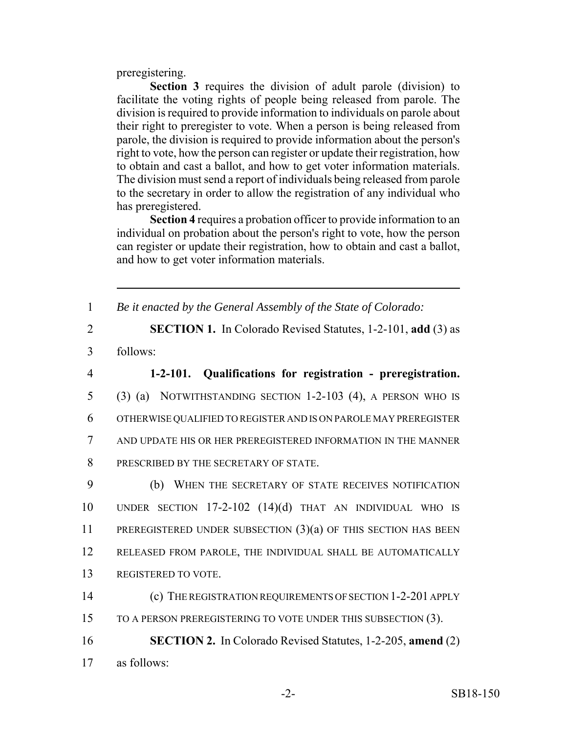preregistering.

**Section 3** requires the division of adult parole (division) to facilitate the voting rights of people being released from parole. The division is required to provide information to individuals on parole about their right to preregister to vote. When a person is being released from parole, the division is required to provide information about the person's right to vote, how the person can register or update their registration, how to obtain and cast a ballot, and how to get voter information materials. The division must send a report of individuals being released from parole to the secretary in order to allow the registration of any individual who has preregistered.

**Section 4** requires a probation officer to provide information to an individual on probation about the person's right to vote, how the person can register or update their registration, how to obtain and cast a ballot, and how to get voter information materials.

---

1 *Be it enacted by the General Assembly of the State of Colorado:*

2 **SECTION 1.** In Colorado Revised Statutes, 1-2-101, **add** (3) as

3 follows:

4 **1-2-101. Qualifications for registration - preregistration.**

5 (3) (a) NOTWITHSTANDING SECTION 1-2-103 (4), A PERSON WHO IS

6 OTHERWISE QUALIFIED TO REGISTER AND IS ON PAROLE MAY PREREGISTER

7 AND UPDATE HIS OR HER PREREGISTERED INFORMATION IN THE MANNER

8 PRESCRIBED BY THE SECRETARY OF STATE.

9 (b) WHEN THE SECRETARY OF STATE RECEIVES NOTIFICATION

10 UNDER SECTION 17-2-102 (14)(d) THAT AN INDIVIDUAL WHO IS

11 PREREGISTERED UNDER SUBSECTION (3)(a) OF THIS SECTION HAS BEEN

12 RELEASED FROM PAROLE, THE INDIVIDUAL SHALL BE AUTOMATICALLY

13 REGISTERED TO VOTE.

14 (c) THE REGISTRATION REQUIREMENTS OF SECTION 1-2-201 APPLY

15 TO A PERSON PREREGISTERING TO VOTE UNDER THIS SUBSECTION (3).

16 **SECTION 2.** In Colorado Revised Statutes, 1-2-205, **amend** (2)

17 as follows: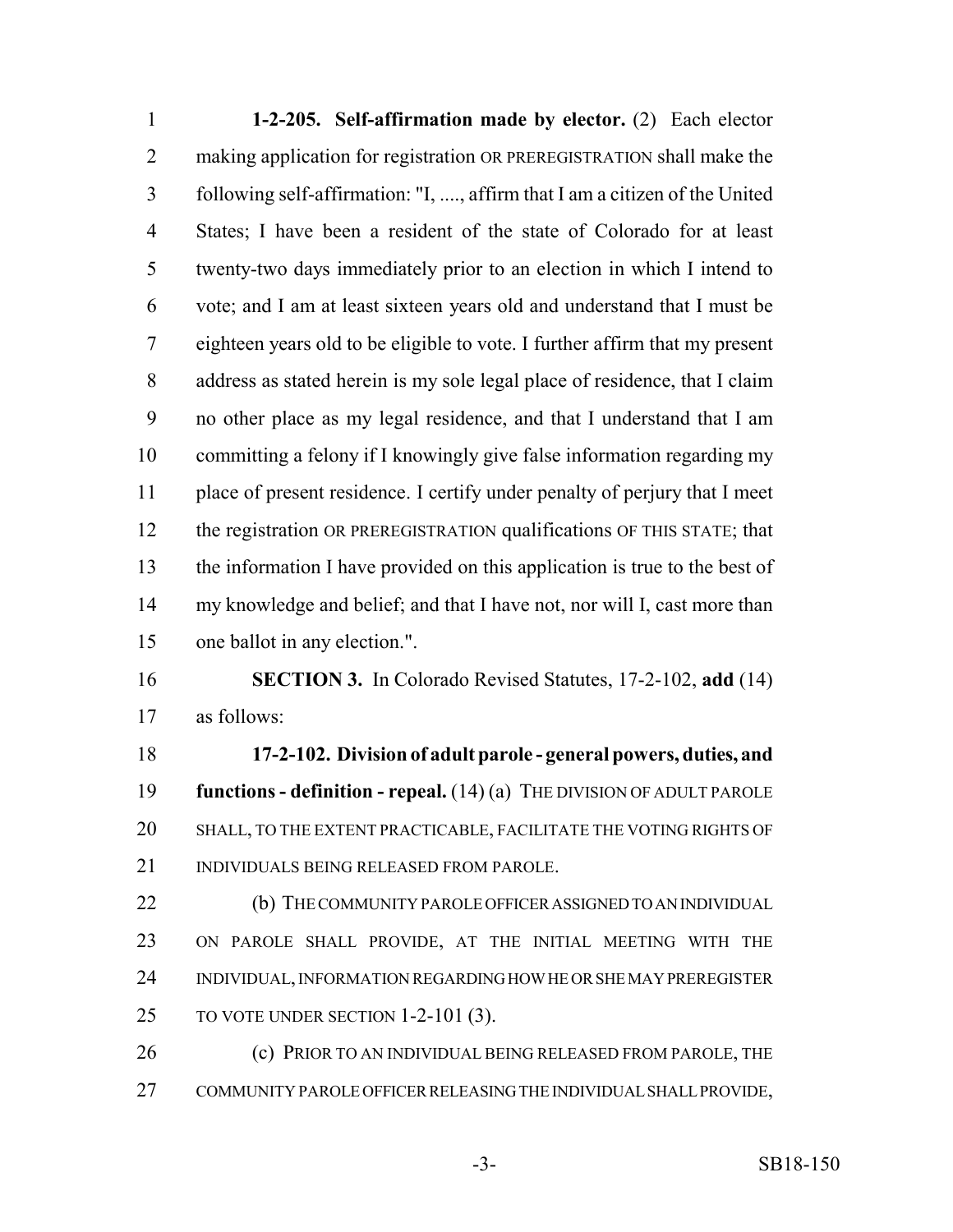**1-2-205. Self-affirmation made by elector.** (2) Each elector making application for registration OR PREREGISTRATION shall make the following self-affirmation: "I, ...., affirm that I am a citizen of the United States; I have been a resident of the state of Colorado for at least twenty-two days immediately prior to an election in which I intend to vote; and I am at least sixteen years old and understand that I must be eighteen years old to be eligible to vote. I further affirm that my present address as stated herein is my sole legal place of residence, that I claim no other place as my legal residence, and that I understand that I am committing a felony if I knowingly give false information regarding my place of present residence. I certify under penalty of perjury that I meet the registration OR PREREGISTRATION qualifications OF THIS STATE; that the information I have provided on this application is true to the best of my knowledge and belief; and that I have not, nor will I, cast more than one ballot in any election.".

**SECTION 3.** In Colorado Revised Statutes, 17-2-102, **add** (14) as follows:

**17-2-102. Division of adult parole - general powers, duties, and functions - definition - repeal.** (14) (a) THE DIVISION OF ADULT PAROLE SHALL, TO THE EXTENT PRACTICABLE, FACILITATE THE VOTING RIGHTS OF INDIVIDUALS BEING RELEASED FROM PAROLE.

(b) THE COMMUNITY PAROLE OFFICER ASSIGNED TO AN INDIVIDUAL ON PAROLE SHALL PROVIDE, AT THE INITIAL MEETING WITH THE INDIVIDUAL, INFORMATION REGARDING HOW HE OR SHE MAY PREREGISTER TO VOTE UNDER SECTION 1-2-101 (3).

(c) PRIOR TO AN INDIVIDUAL BEING RELEASED FROM PAROLE, THE COMMUNITY PAROLE OFFICER RELEASING THE INDIVIDUAL SHALL PROVIDE,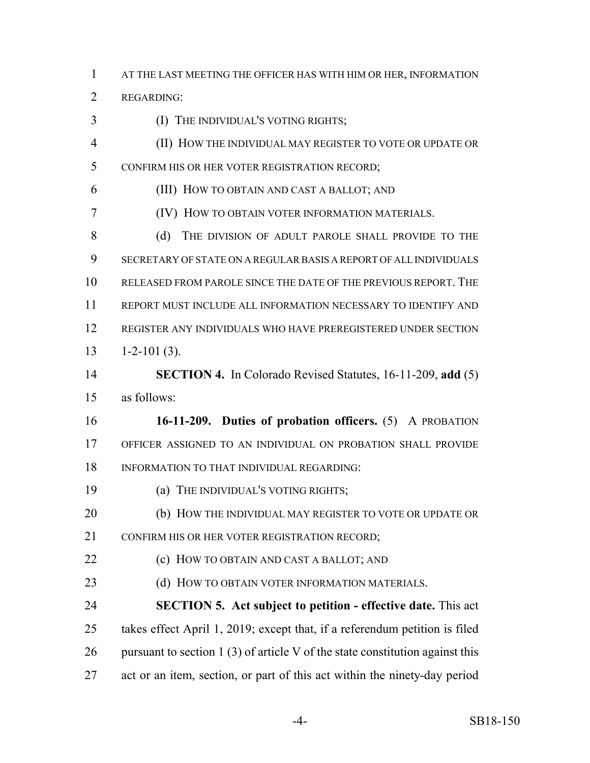AT THE LAST MEETING THE OFFICER HAS WITH HIM OR HER, INFORMATION REGARDING:

(I) THE INDIVIDUAL'S VOTING RIGHTS;

(II) HOW THE INDIVIDUAL MAY REGISTER TO VOTE OR UPDATE OR CONFIRM HIS OR HER VOTER REGISTRATION RECORD;

(III) HOW TO OBTAIN AND CAST A BALLOT; AND

(IV) HOW TO OBTAIN VOTER INFORMATION MATERIALS.

(d) THE DIVISION OF ADULT PAROLE SHALL PROVIDE TO THE SECRETARY OF STATE ON A REGULAR BASIS A REPORT OF ALL INDIVIDUALS RELEASED FROM PAROLE SINCE THE DATE OF THE PREVIOUS REPORT. THE REPORT MUST INCLUDE ALL INFORMATION NECESSARY TO IDENTIFY AND REGISTER ANY INDIVIDUALS WHO HAVE PREREGISTERED UNDER SECTION 1-2-101 (3).

**SECTION 4.** In Colorado Revised Statutes, 16-11-209, **add** (5) as follows:

**16-11-209. Duties of probation officers.** (5) A PROBATION OFFICER ASSIGNED TO AN INDIVIDUAL ON PROBATION SHALL PROVIDE INFORMATION TO THAT INDIVIDUAL REGARDING:

(a) THE INDIVIDUAL'S VOTING RIGHTS;

(b) HOW THE INDIVIDUAL MAY REGISTER TO VOTE OR UPDATE OR CONFIRM HIS OR HER VOTER REGISTRATION RECORD;

(c) HOW TO OBTAIN AND CAST A BALLOT; AND

(d) HOW TO OBTAIN VOTER INFORMATION MATERIALS.

**SECTION 5. Act subject to petition - effective date.** This act takes effect April 1, 2019; except that, if a referendum petition is filed pursuant to section 1 (3) of article V of the state constitution against this act or an item, section, or part of this act within the ninety-day period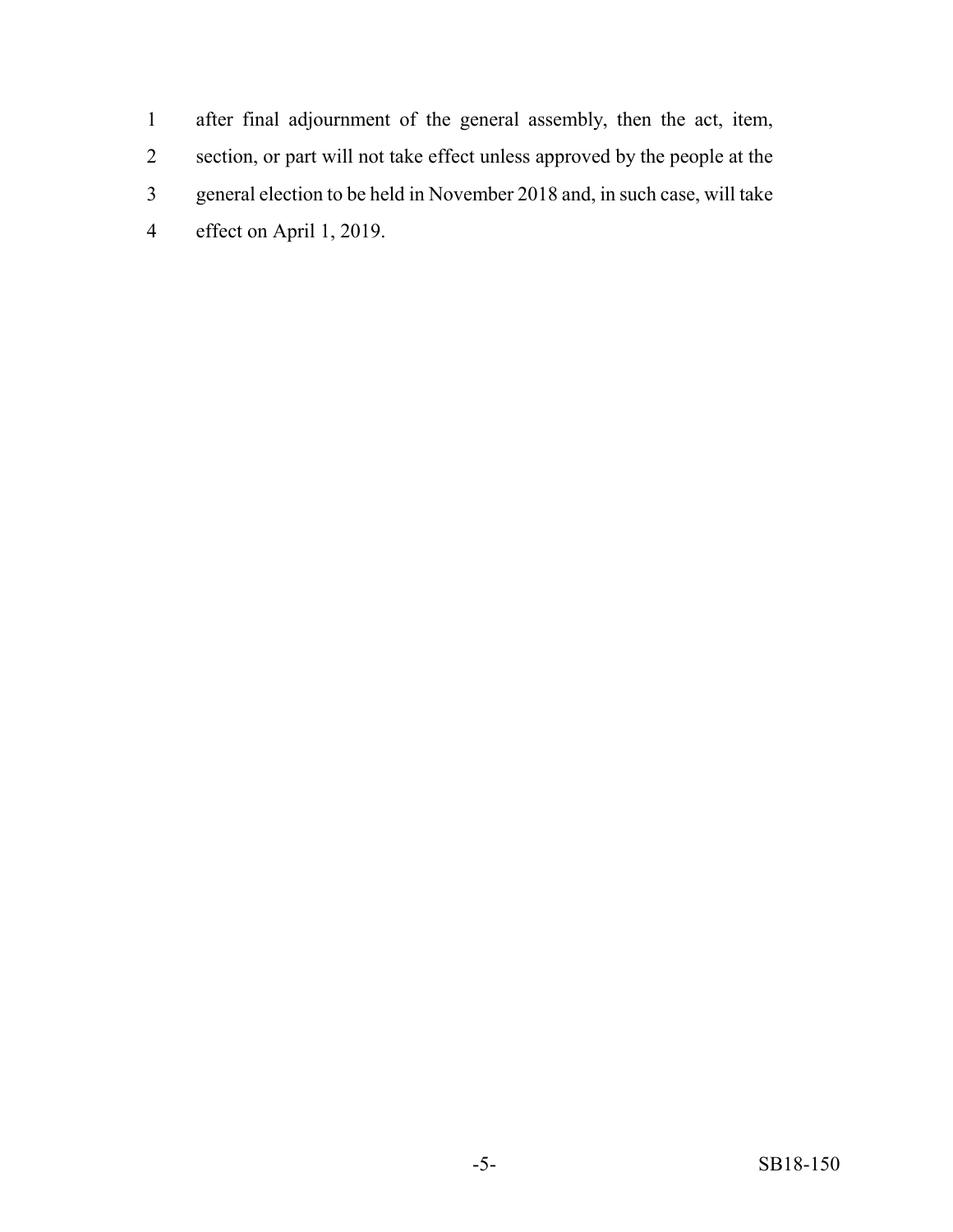after final adjournment of the general assembly, then the act, item, section, or part will not take effect unless approved by the people at the general election to be held in November 2018 and, in such case, will take effect on April 1, 2019.